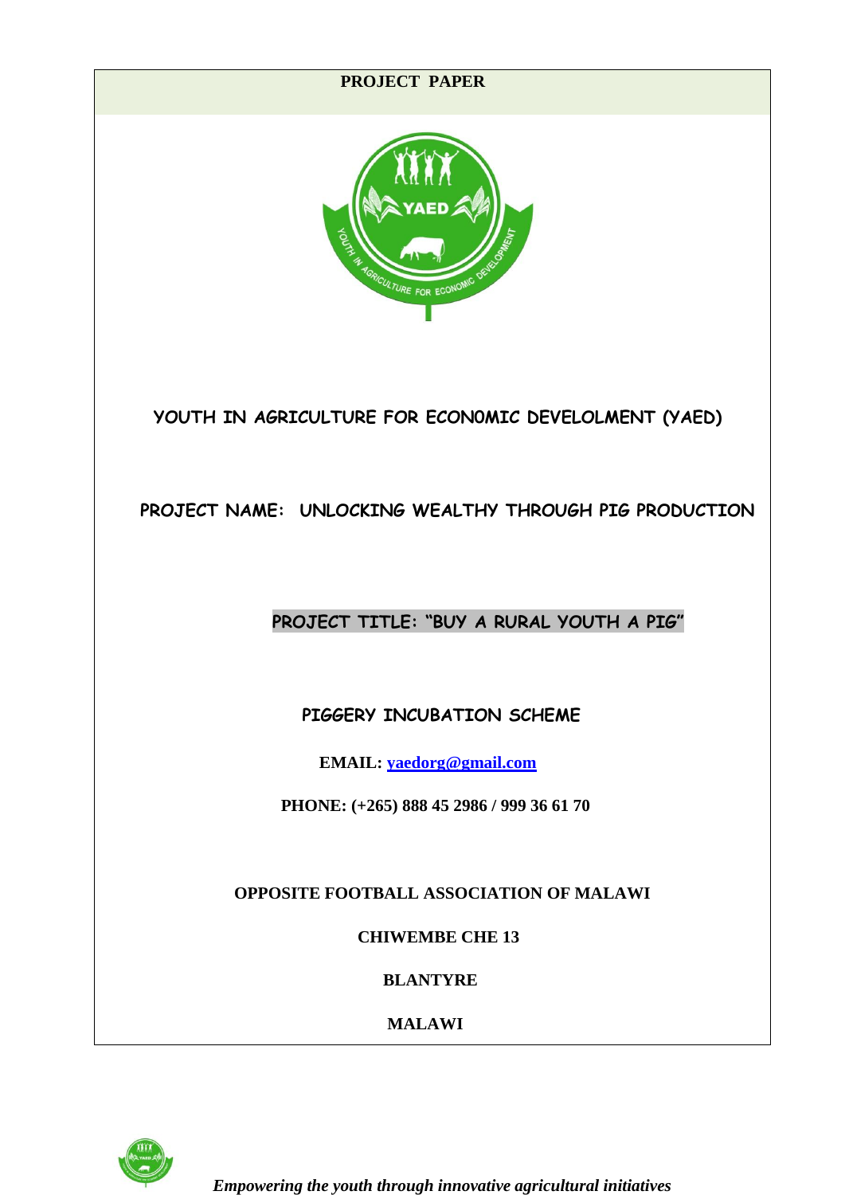**PROJECT PAPER**

# YOUTH IN AGRICULTURE FOR ECONOMIC DEVELOLMENT (YAED)

## PROJECT NAME: UNLOCKING WEALTHY THROUGH PIG PRODUCTION

## PROJECT TITLE: "BUY A RURAL YOUTH A PIG"

### PIGGERY INCUBATION SCHEME

**EMAIL: yaedorg@gmail.com**

**PHONE: (+265) 888 45 2986 / 999 36 61 70**

**OPPOSITE FOOTBALL ASSOCIATION OF MALAWI**

**CHIWEMBE CHE 13**

**BLANTYRE**

**MALAWI**

*Empowering the youth through innovative agricultural initiatives*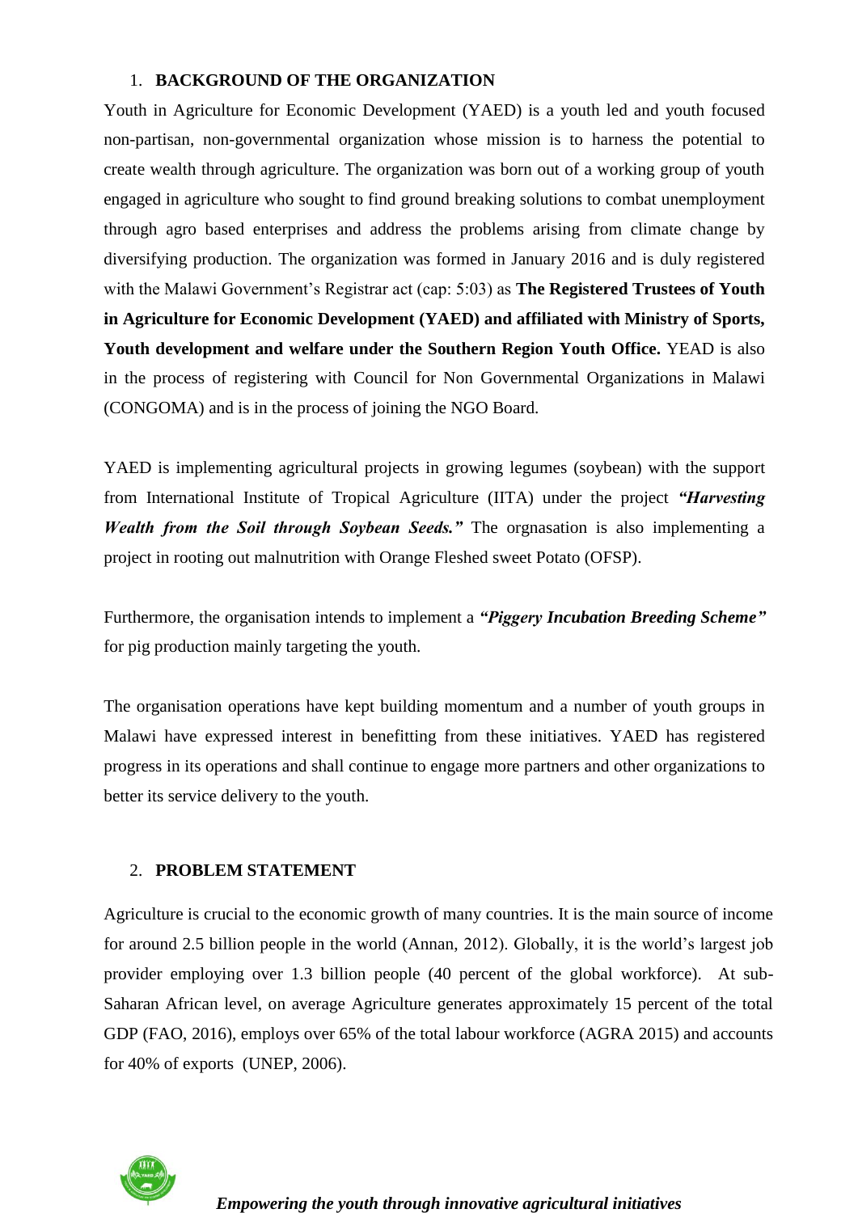## 1. BACKGROUND OF THE ORGANIZATION

Youth in Agriculture for Economic Development (YAED) is a youth led and youth focused non-partisan, non-governmental organization whose mission is to harness the potential to create wealth through agriculture. The organization was born out of a working group of youth engaged in agriculture who sought to find ground breaking solutions to combat unemployment through agro based enterprises and address the problems arising from climate change by diversifying production. The organization was formed in January 2016 and is duly registered with the Malawi Government's Registrar act (cap: 5:03) as **The Registered Trustees of Youth in Agriculture for Economic Development (YAED) and affiliated with Ministry of Sports, Youth development and welfare under the Southern Region Youth Office.** YEAD is also in the process of registering with Council for Non Governmental Organizations in Malawi (CONGOMA) and is in the process of joining the NGO Board.

YAED is implementing agricultural projects in growing legumes (soybean) with the support from International Institute of Tropical Agriculture (IITA) under the project ***"Harvesting Wealth from the Soil through Soybean Seeds."*** The orgnasation is also implementing a project in rooting out malnutrition with Orange Fleshed sweet Potato (OFSP).

Furthermore, the organisation intends to implement a ***"Piggery Incubation Breeding Scheme"*** for pig production mainly targeting the youth.

The organisation operations have kept building momentum and a number of youth groups in Malawi have expressed interest in benefitting from these initiatives. YAED has registered progress in its operations and shall continue to engage more partners and other organizations to better its service delivery to the youth.

## 2. PROBLEM STATEMENT

Agriculture is crucial to the economic growth of many countries. It is the main source of income for around 2.5 billion people in the world (Annan, 2012). Globally, it is the world's largest job provider employing over 1.3 billion people (40 percent of the global workforce). At sub-Saharan African level, on average Agriculture generates approximately 15 percent of the total GDP (FAO, 2016), employs over 65% of the total labour workforce (AGRA 2015) and accounts for 40% of exports (UNEP, 2006).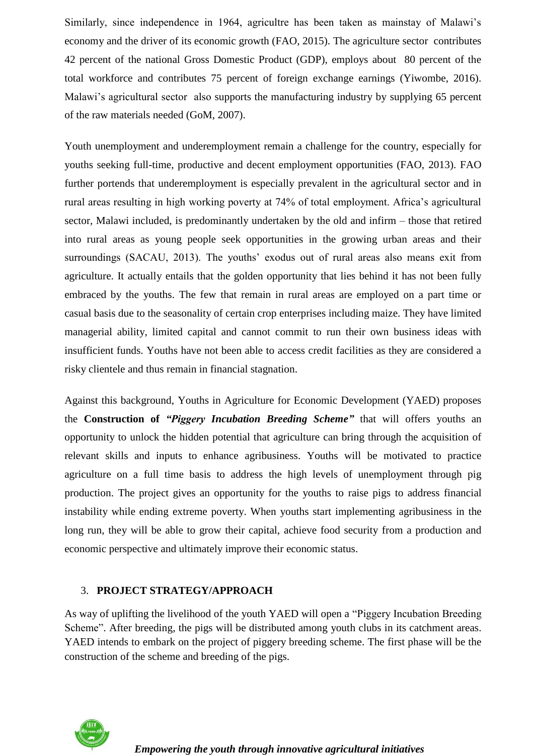Similarly, since independence in 1964, agricultre has been taken as mainstay of Malawi's economy and the driver of its economic growth (FAO, 2015). The agriculture sector contributes 42 percent of the national Gross Domestic Product (GDP), employs about 80 percent of the total workforce and contributes 75 percent of foreign exchange earnings (Yiwombe, 2016). Malawi's agricultural sector also supports the manufacturing industry by supplying 65 percent of the raw materials needed (GoM, 2007).

Youth unemployment and underemployment remain a challenge for the country, especially for youths seeking full-time, productive and decent employment opportunities (FAO, 2013). FAO further portends that underemployment is especially prevalent in the agricultural sector and in rural areas resulting in high working poverty at 74% of total employment. Africa's agricultural sector, Malawi included, is predominantly undertaken by the old and infirm – those that retired into rural areas as young people seek opportunities in the growing urban areas and their surroundings (SACAU, 2013). The youths' exodus out of rural areas also means exit from agriculture. It actually entails that the golden opportunity that lies behind it has not been fully embraced by the youths. The few that remain in rural areas are employed on a part time or casual basis due to the seasonality of certain crop enterprises including maize. They have limited managerial ability, limited capital and cannot commit to run their own business ideas with insufficient funds. Youths have not been able to access credit facilities as they are considered a risky clientele and thus remain in financial stagnation.

Against this background, Youths in Agriculture for Economic Development (YAED) proposes the **Construction of *"Piggery Incubation Breeding Scheme"*** that will offers youths an opportunity to unlock the hidden potential that agriculture can bring through the acquisition of relevant skills and inputs to enhance agribusiness. Youths will be motivated to practice agriculture on a full time basis to address the high levels of unemployment through pig production. The project gives an opportunity for the youths to raise pigs to address financial instability while ending extreme poverty. When youths start implementing agribusiness in the long run, they will be able to grow their capital, achieve food security from a production and economic perspective and ultimately improve their economic status.

## 3. PROJECT STRATEGY/APPROACH

As way of uplifting the livelihood of the youth YAED will open a "Piggery Incubation Breeding Scheme". After breeding, the pigs will be distributed among youth clubs in its catchment areas. YAED intends to embark on the project of piggery breeding scheme. The first phase will be the construction of the scheme and breeding of the pigs.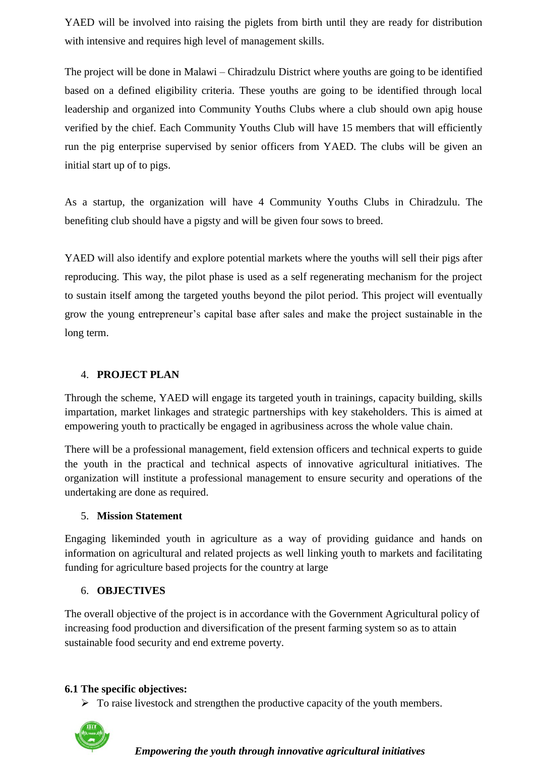YAED will be involved into raising the piglets from birth until they are ready for distribution with intensive and requires high level of management skills.

The project will be done in Malawi – Chiradzulu District where youths are going to be identified based on a defined eligibility criteria. These youths are going to be identified through local leadership and organized into Community Youths Clubs where a club should own apig house verified by the chief. Each Community Youths Club will have 15 members that will efficiently run the pig enterprise supervised by senior officers from YAED. The clubs will be given an initial start up of to pigs.

As a startup, the organization will have 4 Community Youths Clubs in Chiradzulu. The benefiting club should have a pigsty and will be given four sows to breed.

YAED will also identify and explore potential markets where the youths will sell their pigs after reproducing. This way, the pilot phase is used as a self regenerating mechanism for the project to sustain itself among the targeted youths beyond the pilot period. This project will eventually grow the young entrepreneur's capital base after sales and make the project sustainable in the long term.

## 4. **PROJECT PLAN**

Through the scheme, YAED will engage its targeted youth in trainings, capacity building, skills impartation, market linkages and strategic partnerships with key stakeholders. This is aimed at empowering youth to practically be engaged in agribusiness across the whole value chain.

There will be a professional management, field extension officers and technical experts to guide the youth in the practical and technical aspects of innovative agricultural initiatives. The organization will institute a professional management to ensure security and operations of the undertaking are done as required.

## 5. **Mission Statement**

Engaging likeminded youth in agriculture as a way of providing guidance and hands on information on agricultural and related projects as well linking youth to markets and facilitating funding for agriculture based projects for the country at large

## 6. **OBJECTIVES**

The overall objective of the project is in accordance with the Government Agricultural policy of increasing food production and diversification of the present farming system so as to attain sustainable food security and end extreme poverty.

### **6.1 The specific objectives:**

- To raise livestock and strengthen the productive capacity of the youth members.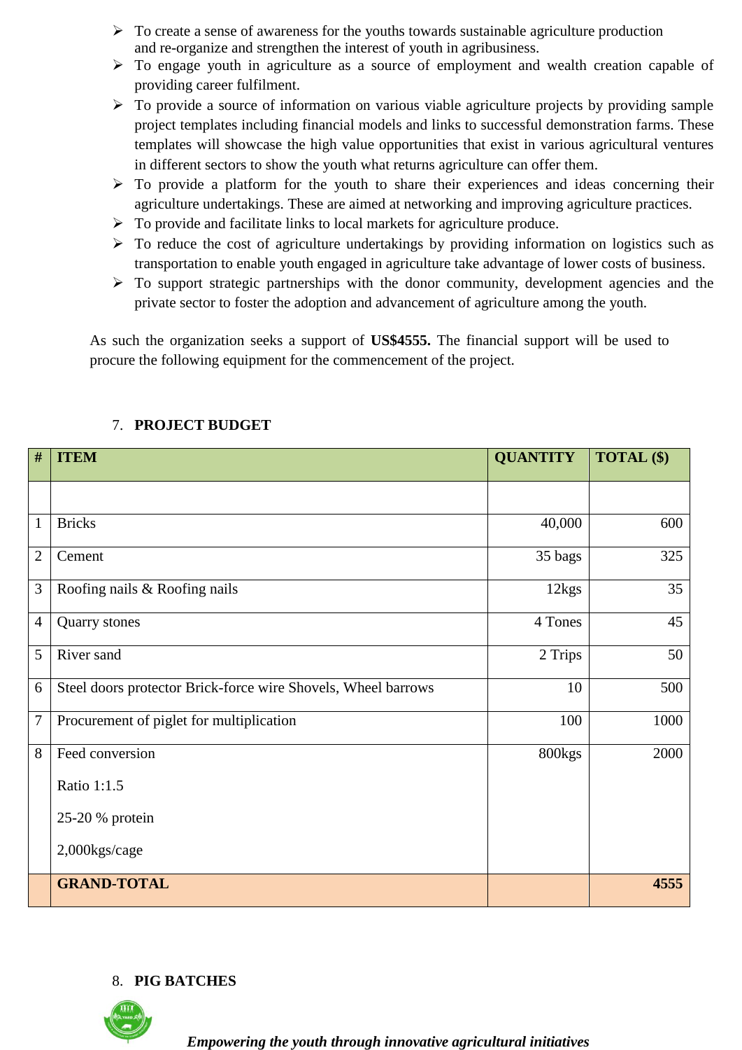- To create a sense of awareness for the youths towards sustainable agriculture production and re-organize and strengthen the interest of youth in agribusiness.
- To engage youth in agriculture as a source of employment and wealth creation capable of providing career fulfilment.
- To provide a source of information on various viable agriculture projects by providing sample project templates including financial models and links to successful demonstration farms. These templates will showcase the high value opportunities that exist in various agricultural ventures in different sectors to show the youth what returns agriculture can offer them.
- To provide a platform for the youth to share their experiences and ideas concerning their agriculture undertakings. These are aimed at networking and improving agriculture practices.
- To provide and facilitate links to local markets for agriculture produce.
- To reduce the cost of agriculture undertakings by providing information on logistics such as transportation to enable youth engaged in agriculture take advantage of lower costs of business.
- To support strategic partnerships with the donor community, development agencies and the private sector to foster the adoption and advancement of agriculture among the youth.

As such the organization seeks a support of **US$4555.** The financial support will be used to procure the following equipment for the commencement of the project.

## 7. PROJECT BUDGET

| # | ITEM | QUANTITY | TOTAL ($) |
|---|---|---|---|
| | | | |
| 1 | Bricks | 40,000 | 600 |
| 2 | Cement | 35 bags | 325 |
| 3 | Roofing nails & Roofing nails | 12kgs | 35 |
| 4 | Quarry stones | 4 Tones | 45 |
| 5 | River sand | 2 Trips | 50 |
| 6 | Steel doors protector Brick-force wire Shovels, Wheel barrows | 10 | 500 |
| 7 | Procurement of piglet for multiplication | 100 | 1000 |
| 8 | Feed conversion<br>Ratio 1:1.5<br>25-20 % protein<br>2,000kgs/cage | 800kgs | 2000 |
| | **GRAND-TOTAL** | | **4555** |

## 8. PIG BATCHES

***Empowering the youth through innovative agricultural initiatives***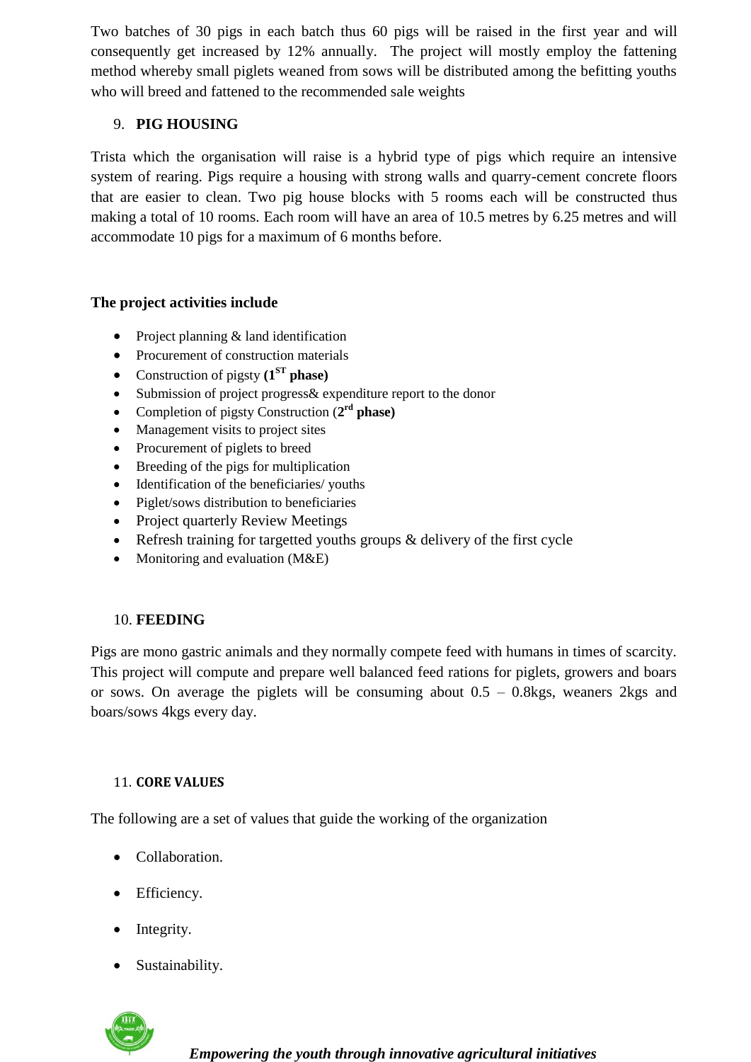Two batches of 30 pigs in each batch thus 60 pigs will be raised in the first year and will consequently get increased by 12% annually. The project will mostly employ the fattening method whereby small piglets weaned from sows will be distributed among the befitting youths who will breed and fattened to the recommended sale weights

## 9. PIG HOUSING

Trista which the organisation will raise is a hybrid type of pigs which require an intensive system of rearing. Pigs require a housing with strong walls and quarry-cement concrete floors that are easier to clean. Two pig house blocks with 5 rooms each will be constructed thus making a total of 10 rooms. Each room will have an area of 10.5 metres by 6.25 metres and will accommodate 10 pigs for a maximum of 6 months before.

**The project activities include**

- Project planning & land identification
- Procurement of construction materials
- Construction of pigsty **(1ST phase)**
- Submission of project progress& expenditure report to the donor
- Completion of pigsty Construction (**2rd phase)**
- Management visits to project sites
- Procurement of piglets to breed
- Breeding of the pigs for multiplication
- Identification of the beneficiaries/ youths
- Piglet/sows distribution to beneficiaries
- Project quarterly Review Meetings
- Refresh training for targetted youths groups & delivery of the first cycle
- Monitoring and evaluation (M&E)

## 10. FEEDING

Pigs are mono gastric animals and they normally compete feed with humans in times of scarcity. This project will compute and prepare well balanced feed rations for piglets, growers and boars or sows. On average the piglets will be consuming about 0.5 – 0.8kgs, weaners 2kgs and boars/sows 4kgs every day.

## 11. CORE VALUES

The following are a set of values that guide the working of the organization

- Collaboration.
- Efficiency.
- Integrity.
- Sustainability.

***Empowering the youth through innovative agricultural initiatives***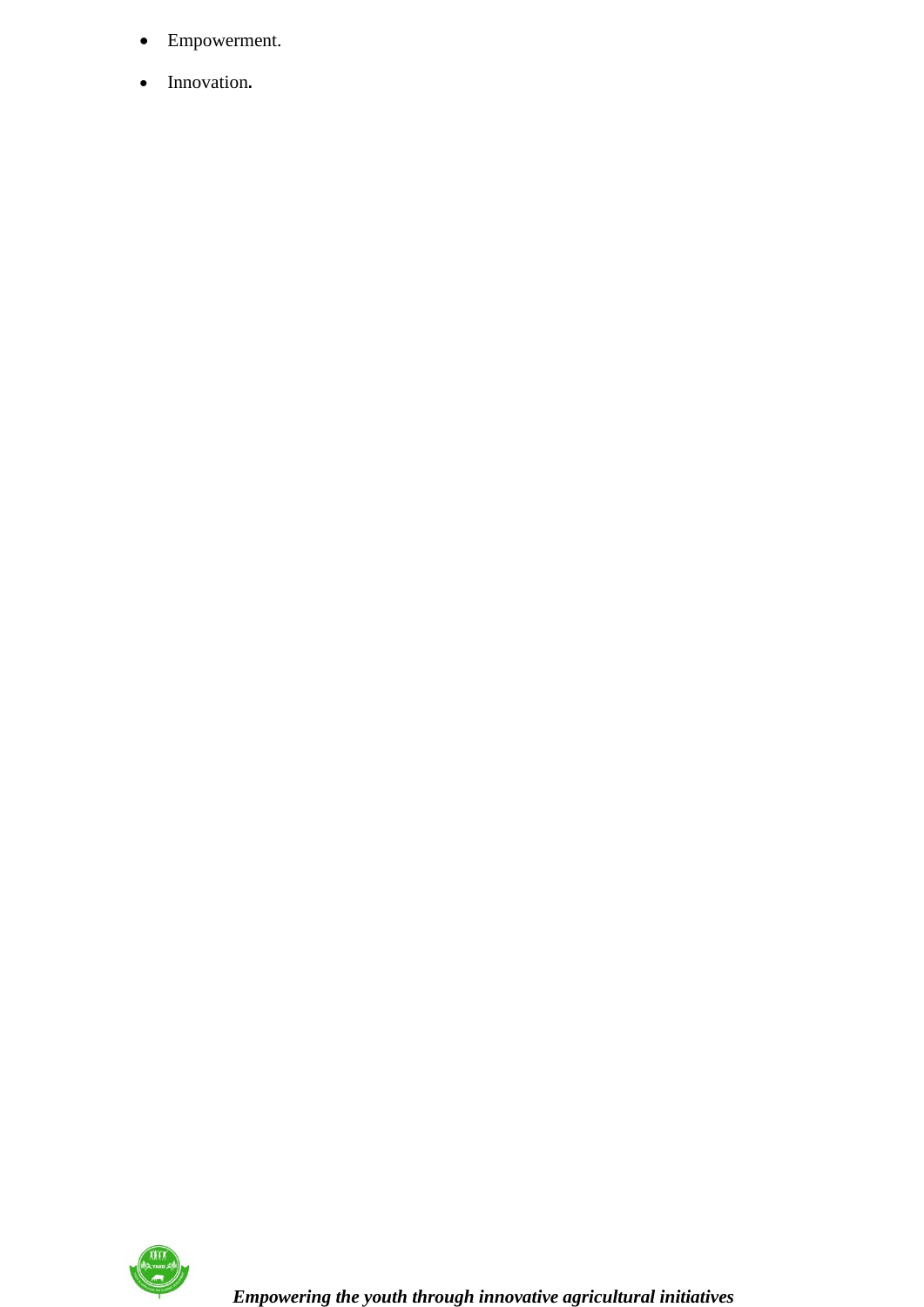- Empowerment.
- Innovation**.**